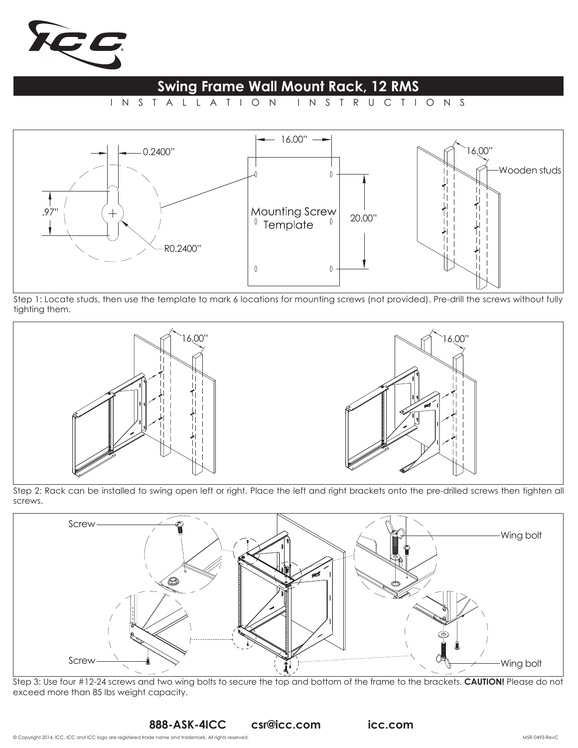# Swing Frame Wall Mount Rack, 12 RMS

INSTALLATION INSTRUCTIONS

Step 1: Locate studs, then use the template to mark 6 locations for mounting screws (not provided). Pre-drill the screws without fully tighting them.

Step 2: Rack can be installed to swing open left or right. Place the left and right brackets onto the pre-drilled screws then tighten all screws.

Step 3: Use four #12-24 screws and two wing bolts to secure the top and bottom of the frame to the brackets. **CAUTION!** Please do not exceed more than 85 lbs weight capacity.

**888-ASK-4ICC** **csr@icc.com** **icc.com**

© Copyright 2014, ICC. ICC and ICC logo are registered trade name and trademark. All rights reserved.

MSR-0493-RevC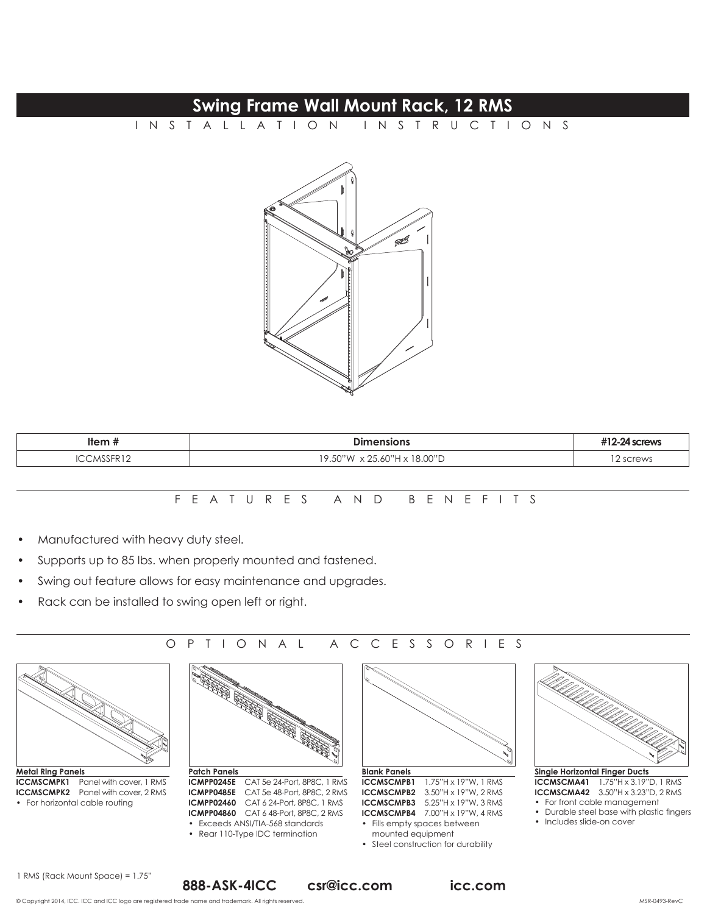# Swing Frame Wall Mount Rack, 12 RMS

INSTALLATION INSTRUCTIONS

| Item # | Dimensions | #12-24 screws |
|---|---|---|
| ICCMSSFR12 | 19.50"W x 25.60"H x 18.00"D | 12 screws |

## FEATURES AND BENEFITS

- Manufactured with heavy duty steel.
- Supports up to 85 lbs. when properly mounted and fastened.
- Swing out feature allows for easy maintenance and upgrades.
- Rack can be installed to swing open left or right.

## OPTIONAL ACCESSORIES

**Metal Ring Panels**
**ICCMSCMPK1** Panel with cover, 1 RMS
**ICCMSCMPK2** Panel with cover, 2 RMS
- For horizontal cable routing

**Patch Panels**
**ICMPP0245E** CAT 5e 24-Port, 8P8C, 1 RMS
**ICMPP0485E** CAT 5e 48-Port, 8P8C, 2 RMS
**ICMPP02460** CAT 6 24-Port, 8P8C, 1 RMS
**ICMPP04860** CAT 6 48-Port, 8P8C, 2 RMS
- Exceeds ANSI/TIA-568 standards
- Rear 110-Type IDC termination

**Blank Panels**
**ICCMSCMPB1** 1.75"H x 19"W, 1 RMS
**ICCMSCMPB2** 3.50"H x 19"W, 2 RMS
**ICCMSCMPB3** 5.25"H x 19"W, 3 RMS
**ICCMSCMPB4** 7.00"H x 19"W, 4 RMS
- Fills empty spaces between mounted equipment
- Steel construction for durability

**Single Horizontal Finger Ducts**
**ICCMSCMA41** 1.75"H x 3.19"D, 1 RMS
**ICCMSCMA42** 3.50"H x 3.23"D, 2 RMS
- For front cable management
- Durable steel base with plastic fingers
- Includes slide-on cover

1 RMS (Rack Mount Space) = 1.75"

**888-ASK-4ICC** **csr@icc.com** **icc.com**

© Copyright 2014, ICC. ICC and ICC logo are registered trade name and trademark. All rights reserved.

MSR-0493-RevC